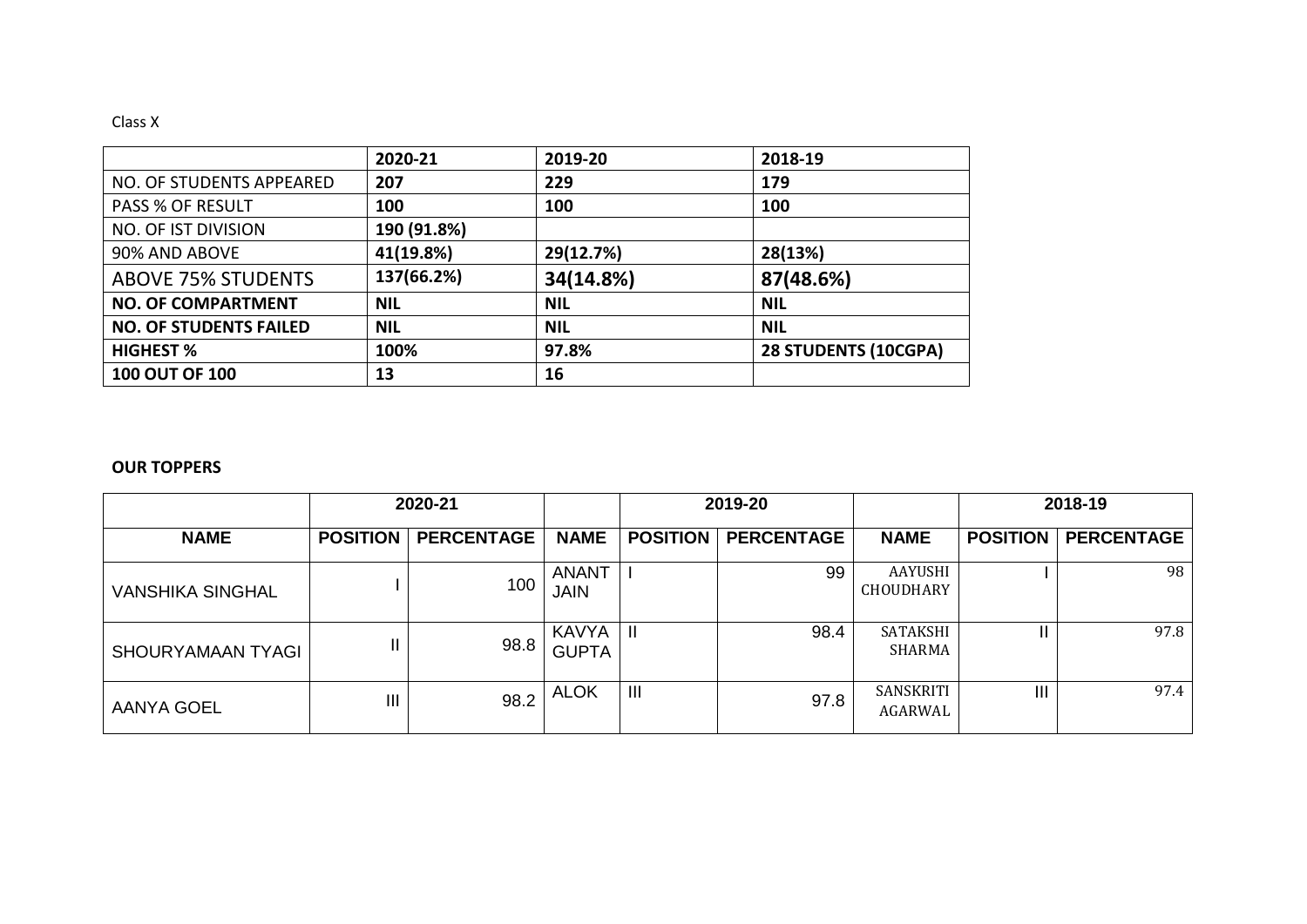Class X

| | 2020-21 | 2019-20 | 2018-19 |
|---|---|---|---|
| NO. OF STUDENTS APPEARED | **207** | **229** | **179** |
| PASS % OF RESULT | **100** | **100** | **100** |
| NO. OF IST DIVISION | **190 (91.8%)** | | |
| 90% AND ABOVE | **41(19.8%)** | **29(12.7%)** | **28(13%)** |
| ABOVE 75% STUDENTS | **137(66.2%)** | **34(14.8%)** | **87(48.6%)** |
| **NO. OF COMPARTMENT** | **NIL** | **NIL** | **NIL** |
| **NO. OF STUDENTS FAILED** | **NIL** | **NIL** | **NIL** |
| **HIGHEST %** | **100%** | **97.8%** | **28 STUDENTS (10CGPA)** |
| **100 OUT OF 100** | **13** | **16** | |

**OUR TOPPERS**

| 2020-21 | | | 2019-20 | | | 2018-19 | | |
|---|---|---|---|---|---|---|---|---|
| **NAME** | **POSITION** | **PERCENTAGE** | **NAME** | **POSITION** | **PERCENTAGE** | **NAME** | **POSITION** | **PERCENTAGE** |
| VANSHIKA SINGHAL | I | 100 | ANANT JAIN | I | 99 | AAYUSHI CHOUDHARY | I | 98 |
| SHOURYAMAAN TYAGI | II | 98.8 | KAVYA GUPTA | II | 98.4 | SATAKSHI SHARMA | II | 97.8 |
| AANYA GOEL | III | 98.2 | ALOK | III | 97.8 | SANSKRITI AGARWAL | III | 97.4 |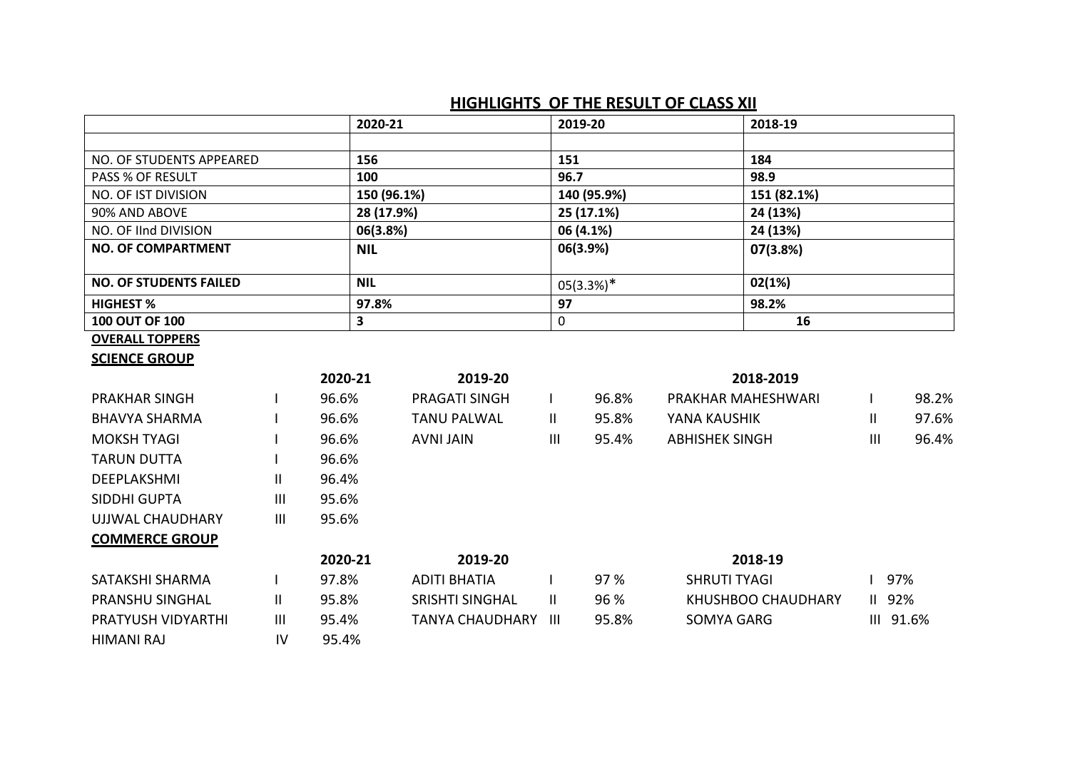## HIGHLIGHTS OF THE RESULT OF CLASS XII

| | 2020-21 | 2019-20 | 2018-19 |
|---|---|---|---|
| | | | |
| NO. OF STUDENTS APPEARED | **156** | **151** | **184** |
| PASS % OF RESULT | **100** | **96.7** | **98.9** |
| NO. OF IST DIVISION | **150 (96.1%)** | **140 (95.9%)** | **151 (82.1%)** |
| 90% AND ABOVE | **28 (17.9%)** | **25 (17.1%)** | **24 (13%)** |
| NO. OF IInd DIVISION | **06(3.8%)** | **06 (4.1%)** | **24 (13%)** |
| **NO. OF COMPARTMENT** | **NIL** | **06(3.9%)** | **07(3.8%)** |
| **NO. OF STUDENTS FAILED** | **NIL** | 05(3.3%)* | **02(1%)** |
| **HIGHEST %** | **97.8%** | **97** | **98.2%** |
| **100 OUT OF 100** | **3** | 0 | **16** |

**OVERALL TOPPERS**

**SCIENCE GROUP**

| | | 2020-21 | 2019-20 | | | 2018-2019 | | |
|---|---|---|---|---|---|---|---|---|
| PRAKHAR SINGH | I | 96.6% | PRAGATI SINGH | I | 96.8% | PRAKHAR MAHESHWARI | I | 98.2% |
| BHAVYA SHARMA | I | 96.6% | TANU PALWAL | II | 95.8% | YANA KAUSHIK | II | 97.6% |
| MOKSH TYAGI | I | 96.6% | AVNI JAIN | III | 95.4% | ABHISHEK SINGH | III | 96.4% |
| TARUN DUTTA | I | 96.6% | | | | | | |
| DEEPLAKSHMI | II | 96.4% | | | | | | |
| SIDDHI GUPTA | III | 95.6% | | | | | | |
| UJJWAL CHAUDHARY | III | 95.6% | | | | | | |

**COMMERCE GROUP**

| | | 2020-21 | 2019-20 | | | 2018-19 | | |
|---|---|---|---|---|---|---|---|---|
| SATAKSHI SHARMA | I | 97.8% | ADITI BHATIA | I | 97 % | SHRUTI TYAGI | I | 97% |
| PRANSHU SINGHAL | II | 95.8% | SRISHTI SINGHAL | II | 96 % | KHUSHBOO CHAUDHARY | II | 92% |
| PRATYUSH VIDYARTHI | III | 95.4% | TANYA CHAUDHARY | III | 95.8% | SOMYA GARG | III | 91.6% |
| HIMANI RAJ | IV | 95.4% | | | | | | |